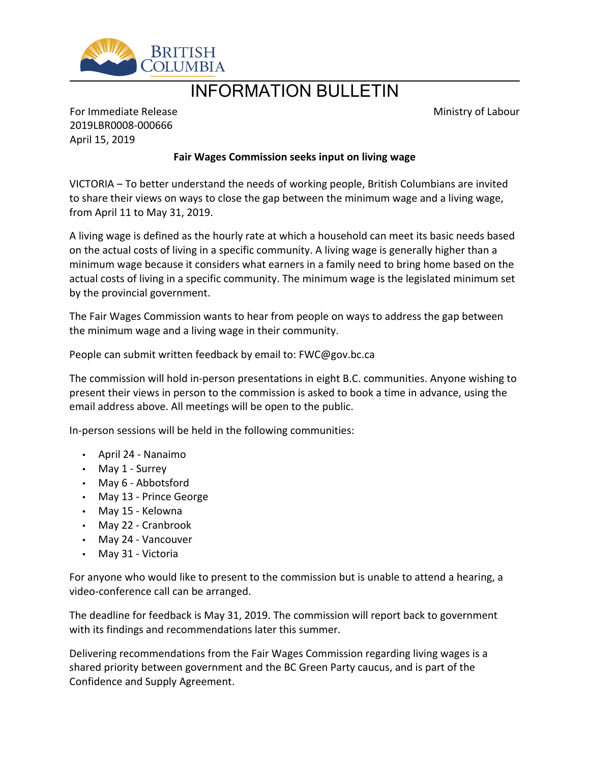# INFORMATION BULLETIN

For Immediate Release
2019LBR0008-000666
April 15, 2019

Ministry of Labour

**Fair Wages Commission seeks input on living wage**

VICTORIA – To better understand the needs of working people, British Columbians are invited to share their views on ways to close the gap between the minimum wage and a living wage, from April 11 to May 31, 2019.

A living wage is defined as the hourly rate at which a household can meet its basic needs based on the actual costs of living in a specific community. A living wage is generally higher than a minimum wage because it considers what earners in a family need to bring home based on the actual costs of living in a specific community. The minimum wage is the legislated minimum set by the provincial government.

The Fair Wages Commission wants to hear from people on ways to address the gap between the minimum wage and a living wage in their community.

People can submit written feedback by email to: FWC@gov.bc.ca

The commission will hold in-person presentations in eight B.C. communities. Anyone wishing to present their views in person to the commission is asked to book a time in advance, using the email address above. All meetings will be open to the public.

In-person sessions will be held in the following communities:

- April 24 - Nanaimo
- May 1 - Surrey
- May 6 - Abbotsford
- May 13 - Prince George
- May 15 - Kelowna
- May 22 - Cranbrook
- May 24 - Vancouver
- May 31 - Victoria

For anyone who would like to present to the commission but is unable to attend a hearing, a video-conference call can be arranged.

The deadline for feedback is May 31, 2019. The commission will report back to government with its findings and recommendations later this summer.

Delivering recommendations from the Fair Wages Commission regarding living wages is a shared priority between government and the BC Green Party caucus, and is part of the Confidence and Supply Agreement.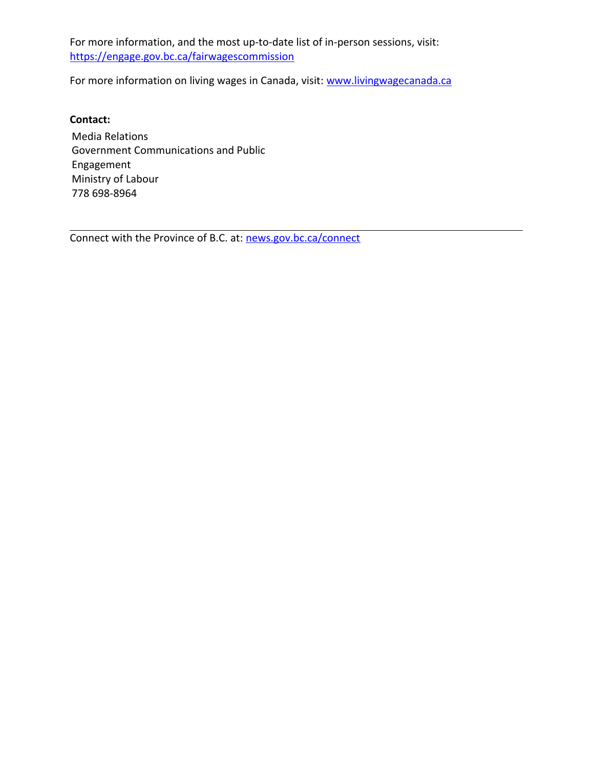For more information, and the most up-to-date list of in-person sessions, visit: https://engage.gov.bc.ca/fairwagescommission

For more information on living wages in Canada, visit: www.livingwagecanada.ca

**Contact:**

Media Relations
Government Communications and Public Engagement
Ministry of Labour
778 698-8964

---

Connect with the Province of B.C. at: news.gov.bc.ca/connect